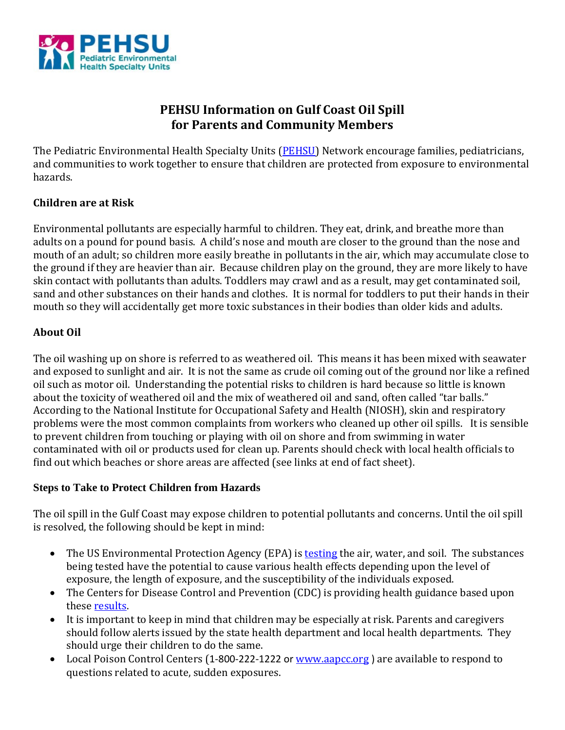PEHSU
Pediatric Environmental Health Specialty Units

# PEHSU Information on Gulf Coast Oil Spill for Parents and Community Members

The Pediatric Environmental Health Specialty Units (PEHSU) Network encourage families, pediatricians, and communities to work together to ensure that children are protected from exposure to environmental hazards.

## Children are at Risk

Environmental pollutants are especially harmful to children. They eat, drink, and breathe more than adults on a pound for pound basis. A child's nose and mouth are closer to the ground than the nose and mouth of an adult; so children more easily breathe in pollutants in the air, which may accumulate close to the ground if they are heavier than air. Because children play on the ground, they are more likely to have skin contact with pollutants than adults. Toddlers may crawl and as a result, may get contaminated soil, sand and other substances on their hands and clothes. It is normal for toddlers to put their hands in their mouth so they will accidentally get more toxic substances in their bodies than older kids and adults.

## About Oil

The oil washing up on shore is referred to as weathered oil. This means it has been mixed with seawater and exposed to sunlight and air. It is not the same as crude oil coming out of the ground nor like a refined oil such as motor oil. Understanding the potential risks to children is hard because so little is known about the toxicity of weathered oil and the mix of weathered oil and sand, often called "tar balls." According to the National Institute for Occupational Safety and Health (NIOSH), skin and respiratory problems were the most common complaints from workers who cleaned up other oil spills. It is sensible to prevent children from touching or playing with oil on shore and from swimming in water contaminated with oil or products used for clean up. Parents should check with local health officials to find out which beaches or shore areas are affected (see links at end of fact sheet).

## Steps to Take to Protect Children from Hazards

The oil spill in the Gulf Coast may expose children to potential pollutants and concerns. Until the oil spill is resolved, the following should be kept in mind:

- The US Environmental Protection Agency (EPA) is testing the air, water, and soil. The substances being tested have the potential to cause various health effects depending upon the level of exposure, the length of exposure, and the susceptibility of the individuals exposed.
- The Centers for Disease Control and Prevention (CDC) is providing health guidance based upon these results.
- It is important to keep in mind that children may be especially at risk. Parents and caregivers should follow alerts issued by the state health department and local health departments. They should urge their children to do the same.
- Local Poison Control Centers (1-800-222-1222 or www.aapcc.org ) are available to respond to questions related to acute, sudden exposures.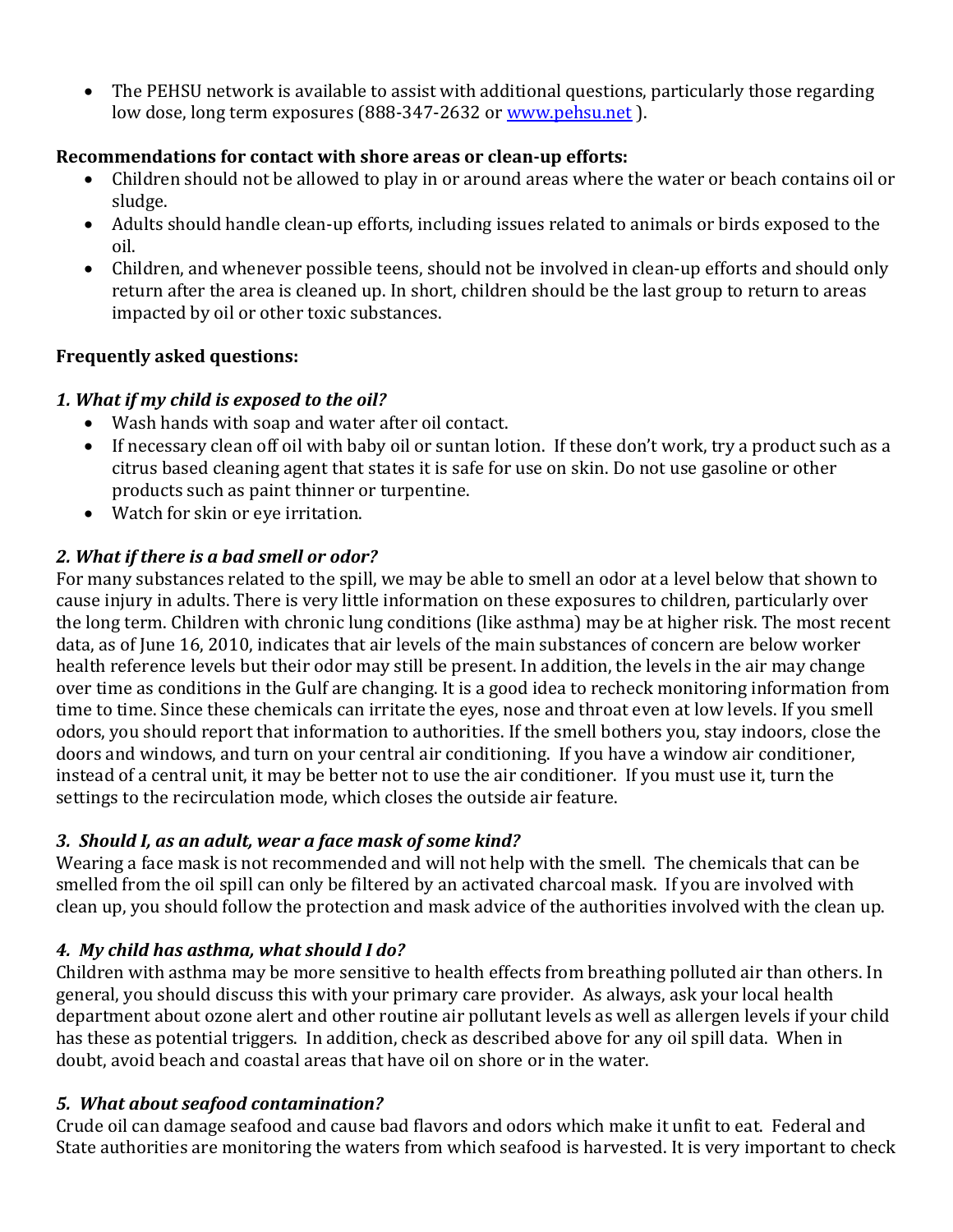- The PEHSU network is available to assist with additional questions, particularly those regarding low dose, long term exposures (888-347-2632 or [www.pehsu.net](www.pehsu.net) ).

**Recommendations for contact with shore areas or clean-up efforts:**

- Children should not be allowed to play in or around areas where the water or beach contains oil or sludge.
- Adults should handle clean-up efforts, including issues related to animals or birds exposed to the oil.
- Children, and whenever possible teens, should not be involved in clean-up efforts and should only return after the area is cleaned up. In short, children should be the last group to return to areas impacted by oil or other toxic substances.

**Frequently asked questions:**

***1. What if my child is exposed to the oil?***

- Wash hands with soap and water after oil contact.
- If necessary clean off oil with baby oil or suntan lotion. If these don't work, try a product such as a citrus based cleaning agent that states it is safe for use on skin. Do not use gasoline or other products such as paint thinner or turpentine.
- Watch for skin or eye irritation.

***2. What if there is a bad smell or odor?***

For many substances related to the spill, we may be able to smell an odor at a level below that shown to cause injury in adults. There is very little information on these exposures to children, particularly over the long term. Children with chronic lung conditions (like asthma) may be at higher risk. The most recent data, as of June 16, 2010, indicates that air levels of the main substances of concern are below worker health reference levels but their odor may still be present. In addition, the levels in the air may change over time as conditions in the Gulf are changing. It is a good idea to recheck monitoring information from time to time. Since these chemicals can irritate the eyes, nose and throat even at low levels. If you smell odors, you should report that information to authorities. If the smell bothers you, stay indoors, close the doors and windows, and turn on your central air conditioning. If you have a window air conditioner, instead of a central unit, it may be better not to use the air conditioner. If you must use it, turn the settings to the recirculation mode, which closes the outside air feature.

***3. Should I, as an adult, wear a face mask of some kind?***

Wearing a face mask is not recommended and will not help with the smell. The chemicals that can be smelled from the oil spill can only be filtered by an activated charcoal mask. If you are involved with clean up, you should follow the protection and mask advice of the authorities involved with the clean up.

***4. My child has asthma, what should I do?***

Children with asthma may be more sensitive to health effects from breathing polluted air than others. In general, you should discuss this with your primary care provider. As always, ask your local health department about ozone alert and other routine air pollutant levels as well as allergen levels if your child has these as potential triggers. In addition, check as described above for any oil spill data. When in doubt, avoid beach and coastal areas that have oil on shore or in the water.

***5. What about seafood contamination?***

Crude oil can damage seafood and cause bad flavors and odors which make it unfit to eat. Federal and State authorities are monitoring the waters from which seafood is harvested. It is very important to check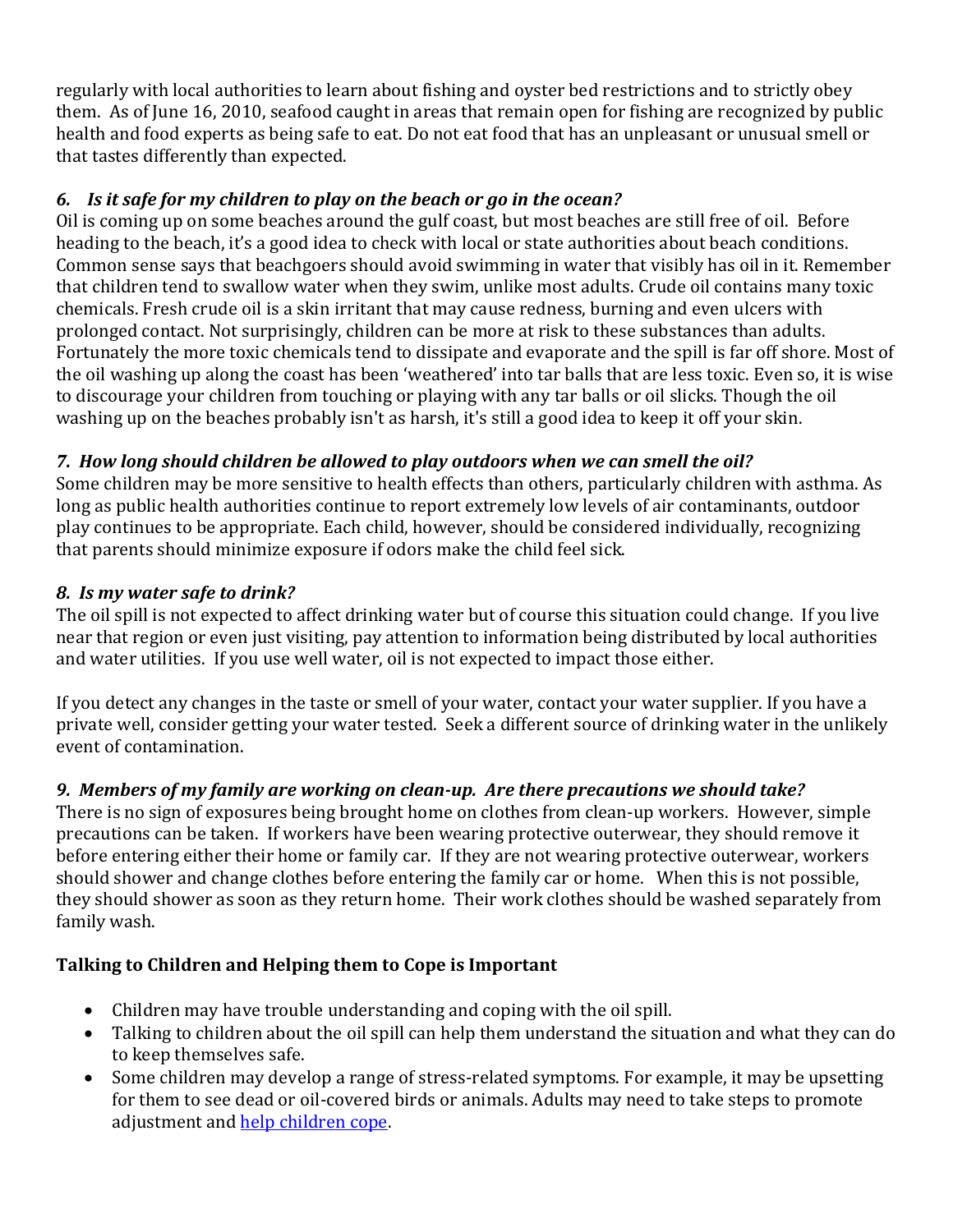regularly with local authorities to learn about fishing and oyster bed restrictions and to strictly obey them. As of June 16, 2010, seafood caught in areas that remain open for fishing are recognized by public health and food experts as being safe to eat. Do not eat food that has an unpleasant or unusual smell or that tastes differently than expected.

### *6. Is it safe for my children to play on the beach or go in the ocean?*

Oil is coming up on some beaches around the gulf coast, but most beaches are still free of oil. Before heading to the beach, it's a good idea to check with local or state authorities about beach conditions. Common sense says that beachgoers should avoid swimming in water that visibly has oil in it. Remember that children tend to swallow water when they swim, unlike most adults. Crude oil contains many toxic chemicals. Fresh crude oil is a skin irritant that may cause redness, burning and even ulcers with prolonged contact. Not surprisingly, children can be more at risk to these substances than adults. Fortunately the more toxic chemicals tend to dissipate and evaporate and the spill is far off shore. Most of the oil washing up along the coast has been 'weathered' into tar balls that are less toxic. Even so, it is wise to discourage your children from touching or playing with any tar balls or oil slicks. Though the oil washing up on the beaches probably isn't as harsh, it's still a good idea to keep it off your skin.

### *7. How long should children be allowed to play outdoors when we can smell the oil?*

Some children may be more sensitive to health effects than others, particularly children with asthma. As long as public health authorities continue to report extremely low levels of air contaminants, outdoor play continues to be appropriate. Each child, however, should be considered individually, recognizing that parents should minimize exposure if odors make the child feel sick.

### *8. Is my water safe to drink?*

The oil spill is not expected to affect drinking water but of course this situation could change. If you live near that region or even just visiting, pay attention to information being distributed by local authorities and water utilities. If you use well water, oil is not expected to impact those either.

If you detect any changes in the taste or smell of your water, contact your water supplier. If you have a private well, consider getting your water tested. Seek a different source of drinking water in the unlikely event of contamination.

### *9. Members of my family are working on clean-up. Are there precautions we should take?*

There is no sign of exposures being brought home on clothes from clean-up workers. However, simple precautions can be taken. If workers have been wearing protective outerwear, they should remove it before entering either their home or family car. If they are not wearing protective outerwear, workers should shower and change clothes before entering the family car or home. When this is not possible, they should shower as soon as they return home. Their work clothes should be washed separately from family wash.

## Talking to Children and Helping them to Cope is Important

- Children may have trouble understanding and coping with the oil spill.
- Talking to children about the oil spill can help them understand the situation and what they can do to keep themselves safe.
- Some children may develop a range of stress-related symptoms. For example, it may be upsetting for them to see dead or oil-covered birds or animals. Adults may need to take steps to promote adjustment and help children cope.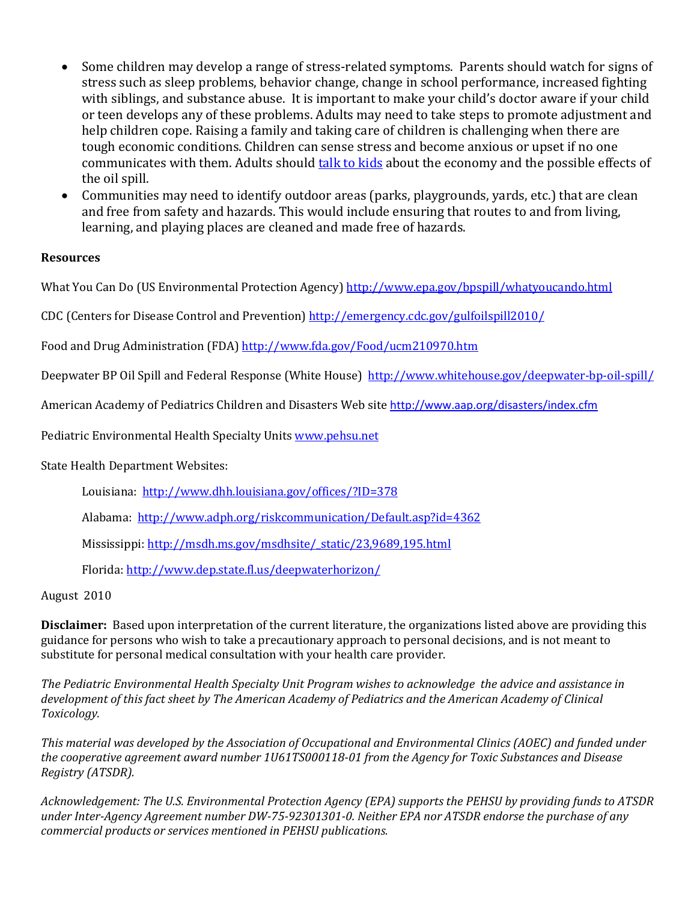- Some children may develop a range of stress-related symptoms. Parents should watch for signs of stress such as sleep problems, behavior change, change in school performance, increased fighting with siblings, and substance abuse. It is important to make your child's doctor aware if your child or teen develops any of these problems. Adults may need to take steps to promote adjustment and help children cope. Raising a family and taking care of children is challenging when there are tough economic conditions. Children can sense stress and become anxious or upset if no one communicates with them. Adults should talk to kids about the economy and the possible effects of the oil spill.
- Communities may need to identify outdoor areas (parks, playgrounds, yards, etc.) that are clean and free from safety and hazards. This would include ensuring that routes to and from living, learning, and playing places are cleaned and made free of hazards.

**Resources**

What You Can Do (US Environmental Protection Agency) http://www.epa.gov/bpspill/whatyoucando.html

CDC (Centers for Disease Control and Prevention) http://emergency.cdc.gov/gulfoilspill2010/

Food and Drug Administration (FDA) http://www.fda.gov/Food/ucm210970.htm

Deepwater BP Oil Spill and Federal Response (White House) http://www.whitehouse.gov/deepwater-bp-oil-spill/

American Academy of Pediatrics Children and Disasters Web site http://www.aap.org/disasters/index.cfm

Pediatric Environmental Health Specialty Units www.pehsu.net

State Health Department Websites:

Louisiana: http://www.dhh.louisiana.gov/offices/?ID=378

Alabama: http://www.adph.org/riskcommunication/Default.asp?id=4362

Mississippi: http://msdh.ms.gov/msdhsite/_static/23,9689,195.html

Florida: http://www.dep.state.fl.us/deepwaterhorizon/

August 2010

**Disclaimer:** Based upon interpretation of the current literature, the organizations listed above are providing this guidance for persons who wish to take a precautionary approach to personal decisions, and is not meant to substitute for personal medical consultation with your health care provider.

*The Pediatric Environmental Health Specialty Unit Program wishes to acknowledge the advice and assistance in development of this fact sheet by The American Academy of Pediatrics and the American Academy of Clinical Toxicology.*

*This material was developed by the Association of Occupational and Environmental Clinics (AOEC) and funded under the cooperative agreement award number 1U61TS000118-01 from the Agency for Toxic Substances and Disease Registry (ATSDR).*

*Acknowledgement: The U.S. Environmental Protection Agency (EPA) supports the PEHSU by providing funds to ATSDR under Inter-Agency Agreement number DW-75-92301301-0. Neither EPA nor ATSDR endorse the purchase of any commercial products or services mentioned in PEHSU publications.*